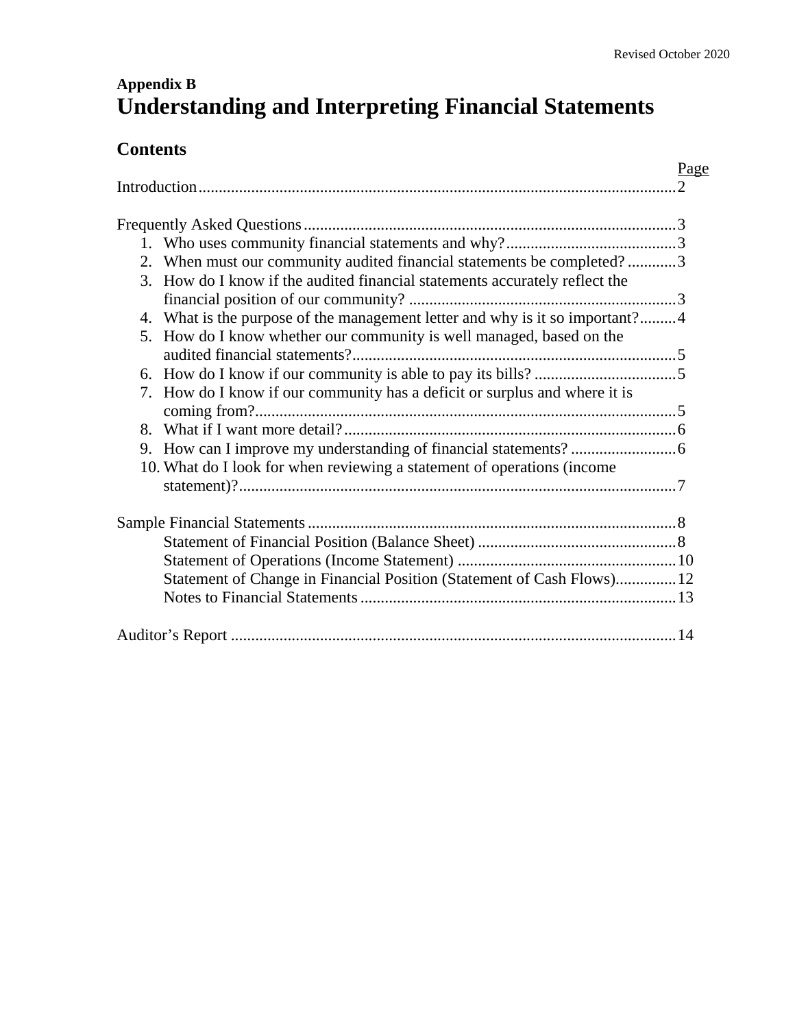Revised October 2020

**Appendix B**

# Understanding and Interpreting Financial Statements

## Contents

| | Page |
|---|---|
| Introduction | 2 |
| Frequently Asked Questions | 3 |
| 1. Who uses community financial statements and why? | 3 |
| 2. When must our community audited financial statements be completed? | 3 |
| 3. How do I know if the audited financial statements accurately reflect the financial position of our community? | 3 |
| 4. What is the purpose of the management letter and why is it so important? | 4 |
| 5. How do I know whether our community is well managed, based on the audited financial statements? | 5 |
| 6. How do I know if our community is able to pay its bills? | 5 |
| 7. How do I know if our community has a deficit or surplus and where it is coming from? | 5 |
| 8. What if I want more detail? | 6 |
| 9. How can I improve my understanding of financial statements? | 6 |
| 10. What do I look for when reviewing a statement of operations (income statement)? | 7 |
| Sample Financial Statements | 8 |
| Statement of Financial Position (Balance Sheet) | 8 |
| Statement of Operations (Income Statement) | 10 |
| Statement of Change in Financial Position (Statement of Cash Flows) | 12 |
| Notes to Financial Statements | 13 |
| Auditor's Report | 14 |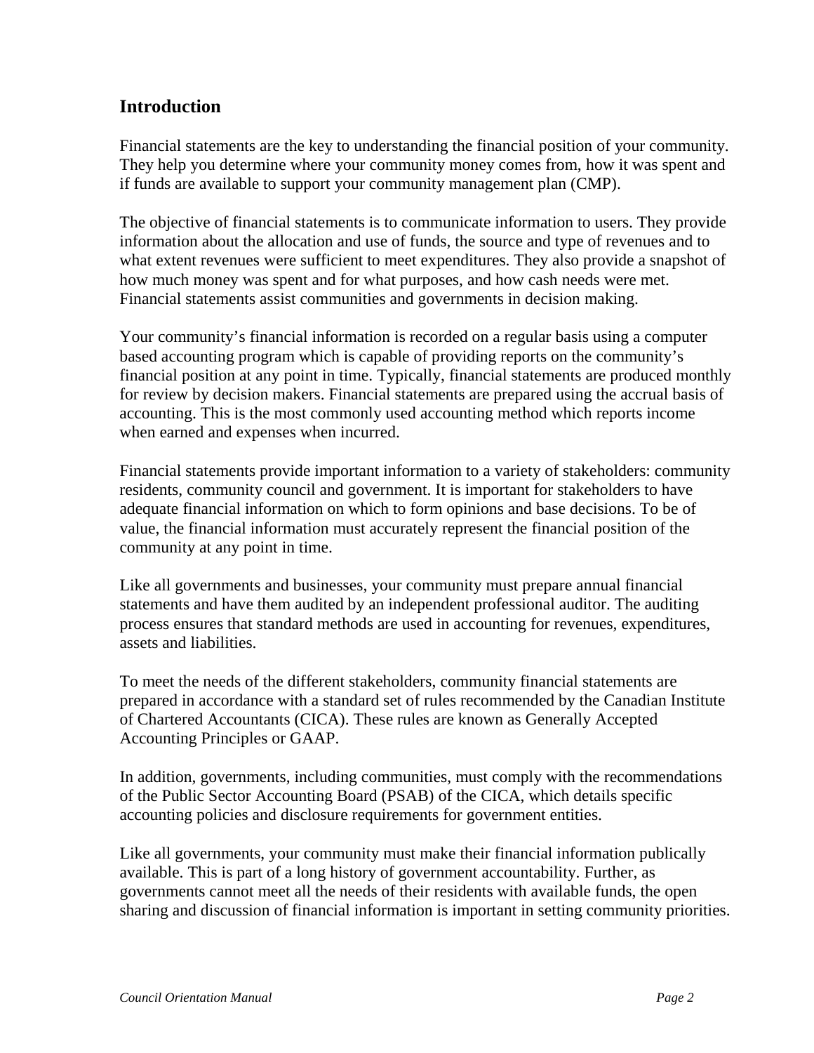## Introduction

Financial statements are the key to understanding the financial position of your community. They help you determine where your community money comes from, how it was spent and if funds are available to support your community management plan (CMP).

The objective of financial statements is to communicate information to users. They provide information about the allocation and use of funds, the source and type of revenues and to what extent revenues were sufficient to meet expenditures. They also provide a snapshot of how much money was spent and for what purposes, and how cash needs were met. Financial statements assist communities and governments in decision making.

Your community's financial information is recorded on a regular basis using a computer based accounting program which is capable of providing reports on the community's financial position at any point in time. Typically, financial statements are produced monthly for review by decision makers. Financial statements are prepared using the accrual basis of accounting. This is the most commonly used accounting method which reports income when earned and expenses when incurred.

Financial statements provide important information to a variety of stakeholders: community residents, community council and government. It is important for stakeholders to have adequate financial information on which to form opinions and base decisions. To be of value, the financial information must accurately represent the financial position of the community at any point in time.

Like all governments and businesses, your community must prepare annual financial statements and have them audited by an independent professional auditor. The auditing process ensures that standard methods are used in accounting for revenues, expenditures, assets and liabilities.

To meet the needs of the different stakeholders, community financial statements are prepared in accordance with a standard set of rules recommended by the Canadian Institute of Chartered Accountants (CICA). These rules are known as Generally Accepted Accounting Principles or GAAP.

In addition, governments, including communities, must comply with the recommendations of the Public Sector Accounting Board (PSAB) of the CICA, which details specific accounting policies and disclosure requirements for government entities.

Like all governments, your community must make their financial information publically available. This is part of a long history of government accountability. Further, as governments cannot meet all the needs of their residents with available funds, the open sharing and discussion of financial information is important in setting community priorities.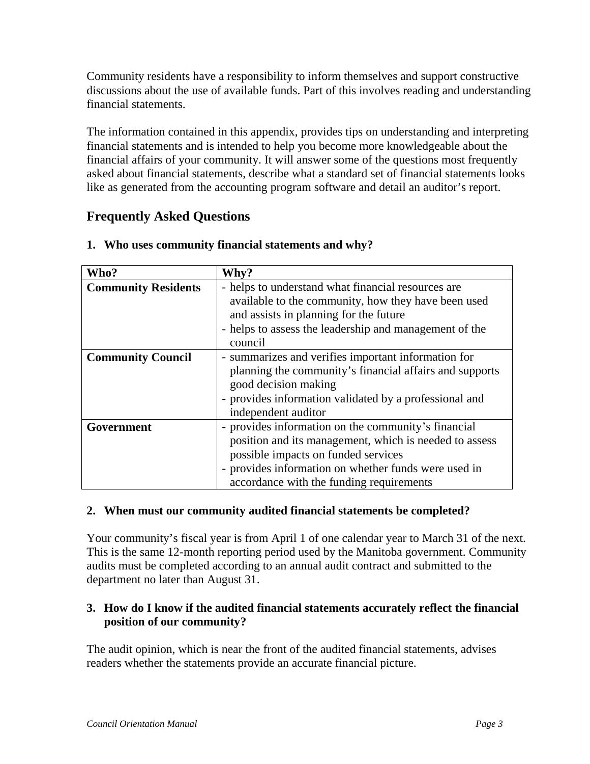Community residents have a responsibility to inform themselves and support constructive discussions about the use of available funds. Part of this involves reading and understanding financial statements.

The information contained in this appendix, provides tips on understanding and interpreting financial statements and is intended to help you become more knowledgeable about the financial affairs of your community. It will answer some of the questions most frequently asked about financial statements, describe what a standard set of financial statements looks like as generated from the accounting program software and detail an auditor's report.

## Frequently Asked Questions

### 1. Who uses community financial statements and why?

| **Who?** | **Why?** |
|---|---|
| **Community Residents** | - helps to understand what financial resources are available to the community, how they have been used and assists in planning for the future<br>- helps to assess the leadership and management of the council |
| **Community Council** | - summarizes and verifies important information for planning the community's financial affairs and supports good decision making<br>- provides information validated by a professional and independent auditor |
| **Government** | - provides information on the community's financial position and its management, which is needed to assess possible impacts on funded services<br>- provides information on whether funds were used in accordance with the funding requirements |

### 2. When must our community audited financial statements be completed?

Your community's fiscal year is from April 1 of one calendar year to March 31 of the next. This is the same 12-month reporting period used by the Manitoba government. Community audits must be completed according to an annual audit contract and submitted to the department no later than August 31.

### 3. How do I know if the audited financial statements accurately reflect the financial position of our community?

The audit opinion, which is near the front of the audited financial statements, advises readers whether the statements provide an accurate financial picture.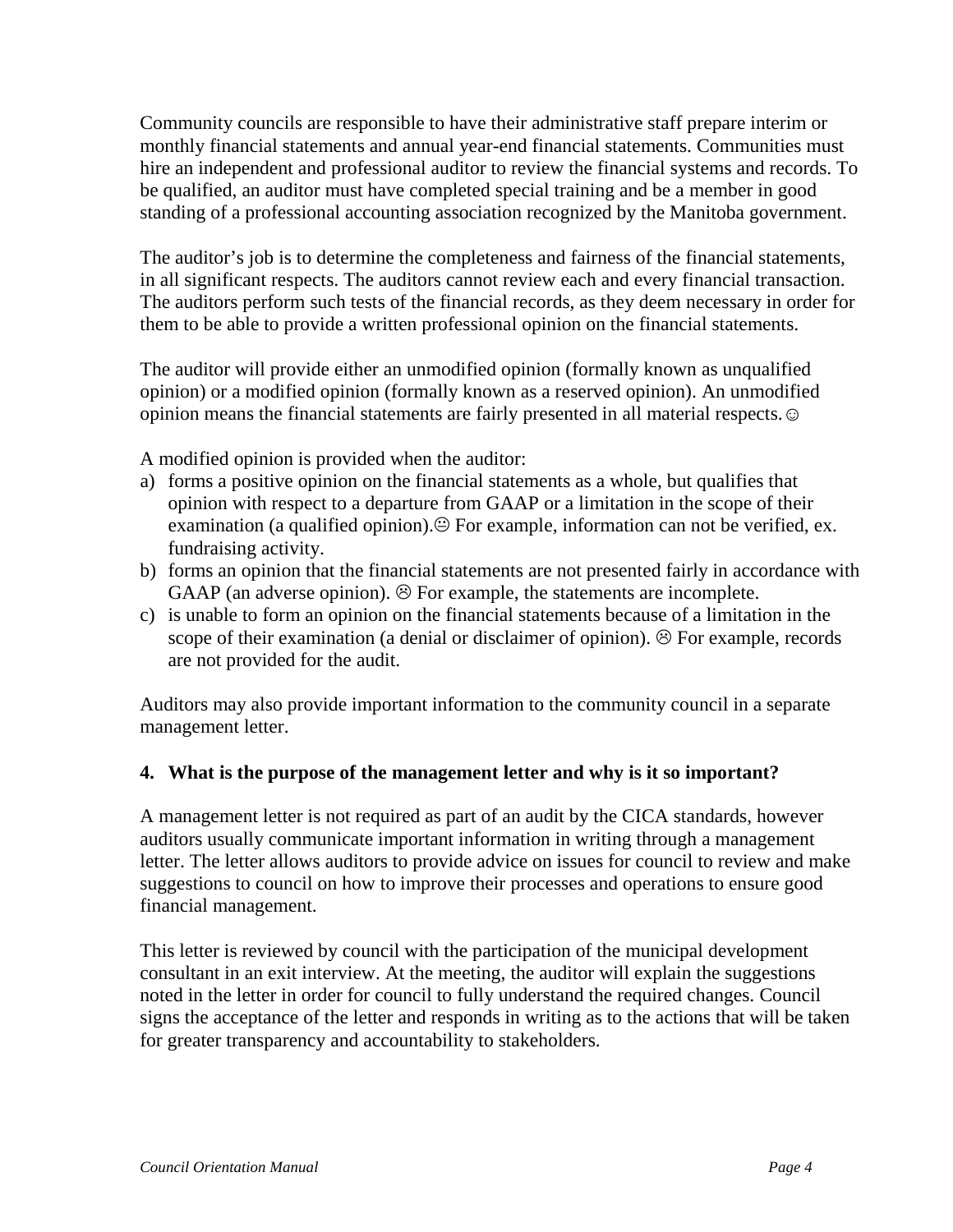Community councils are responsible to have their administrative staff prepare interim or monthly financial statements and annual year-end financial statements. Communities must hire an independent and professional auditor to review the financial systems and records. To be qualified, an auditor must have completed special training and be a member in good standing of a professional accounting association recognized by the Manitoba government.

The auditor's job is to determine the completeness and fairness of the financial statements, in all significant respects. The auditors cannot review each and every financial transaction. The auditors perform such tests of the financial records, as they deem necessary in order for them to be able to provide a written professional opinion on the financial statements.

The auditor will provide either an unmodified opinion (formally known as unqualified opinion) or a modified opinion (formally known as a reserved opinion). An unmodified opinion means the financial statements are fairly presented in all material respects. ☺

A modified opinion is provided when the auditor:

a) forms a positive opinion on the financial statements as a whole, but qualifies that opinion with respect to a departure from GAAP or a limitation in the scope of their examination (a qualified opinion).😐 For example, information can not be verified, ex. fundraising activity.
b) forms an opinion that the financial statements are not presented fairly in accordance with GAAP (an adverse opinion). ☹ For example, the statements are incomplete.
c) is unable to form an opinion on the financial statements because of a limitation in the scope of their examination (a denial or disclaimer of opinion). ☹ For example, records are not provided for the audit.

Auditors may also provide important information to the community council in a separate management letter.

**4. What is the purpose of the management letter and why is it so important?**

A management letter is not required as part of an audit by the CICA standards, however auditors usually communicate important information in writing through a management letter. The letter allows auditors to provide advice on issues for council to review and make suggestions to council on how to improve their processes and operations to ensure good financial management.

This letter is reviewed by council with the participation of the municipal development consultant in an exit interview. At the meeting, the auditor will explain the suggestions noted in the letter in order for council to fully understand the required changes. Council signs the acceptance of the letter and responds in writing as to the actions that will be taken for greater transparency and accountability to stakeholders.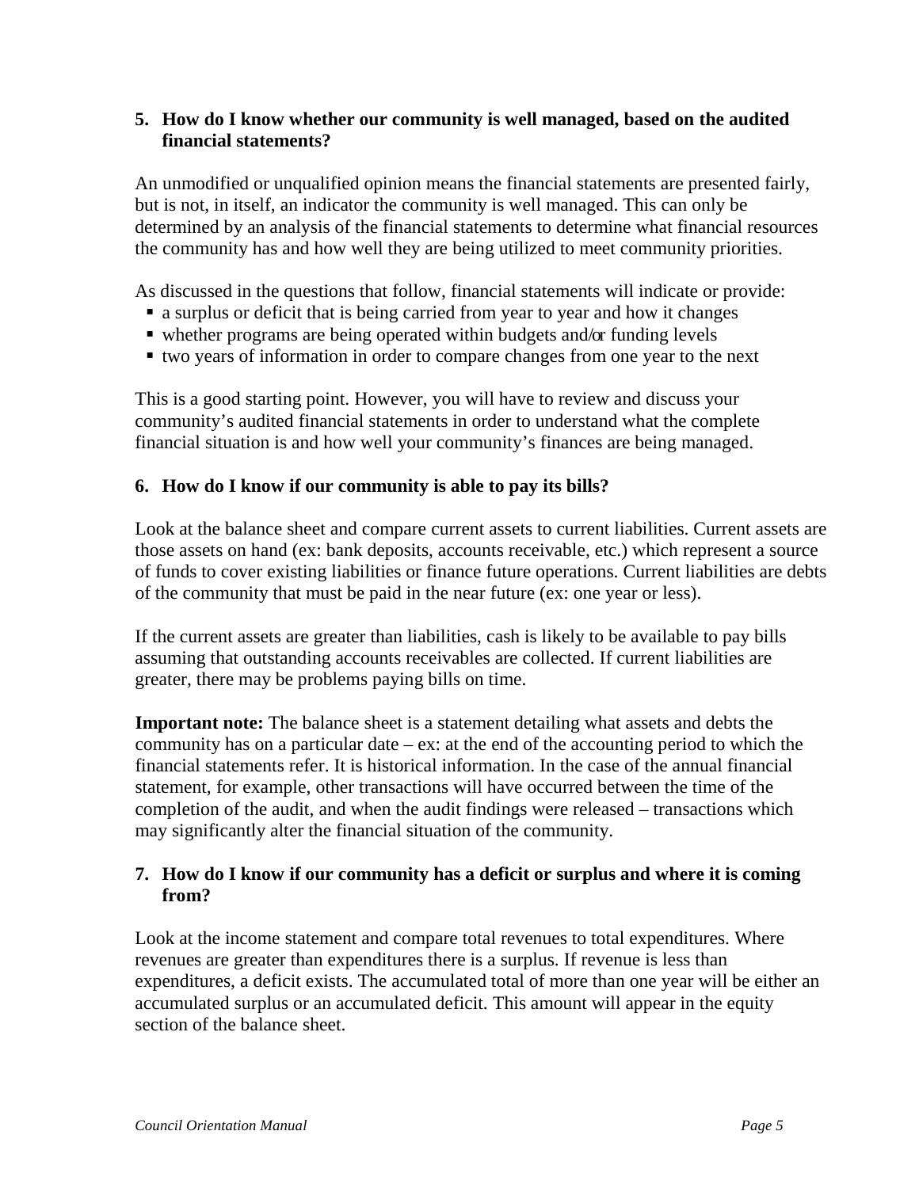**5. How do I know whether our community is well managed, based on the audited financial statements?**

An unmodified or unqualified opinion means the financial statements are presented fairly, but is not, in itself, an indicator the community is well managed. This can only be determined by an analysis of the financial statements to determine what financial resources the community has and how well they are being utilized to meet community priorities.

As discussed in the questions that follow, financial statements will indicate or provide:

- a surplus or deficit that is being carried from year to year and how it changes
- whether programs are being operated within budgets and/or funding levels
- two years of information in order to compare changes from one year to the next

This is a good starting point. However, you will have to review and discuss your community's audited financial statements in order to understand what the complete financial situation is and how well your community's finances are being managed.

**6. How do I know if our community is able to pay its bills?**

Look at the balance sheet and compare current assets to current liabilities. Current assets are those assets on hand (ex: bank deposits, accounts receivable, etc.) which represent a source of funds to cover existing liabilities or finance future operations. Current liabilities are debts of the community that must be paid in the near future (ex: one year or less).

If the current assets are greater than liabilities, cash is likely to be available to pay bills assuming that outstanding accounts receivables are collected. If current liabilities are greater, there may be problems paying bills on time.

**Important note:** The balance sheet is a statement detailing what assets and debts the community has on a particular date – ex: at the end of the accounting period to which the financial statements refer. It is historical information. In the case of the annual financial statement, for example, other transactions will have occurred between the time of the completion of the audit, and when the audit findings were released – transactions which may significantly alter the financial situation of the community.

**7. How do I know if our community has a deficit or surplus and where it is coming from?**

Look at the income statement and compare total revenues to total expenditures. Where revenues are greater than expenditures there is a surplus. If revenue is less than expenditures, a deficit exists. The accumulated total of more than one year will be either an accumulated surplus or an accumulated deficit. This amount will appear in the equity section of the balance sheet.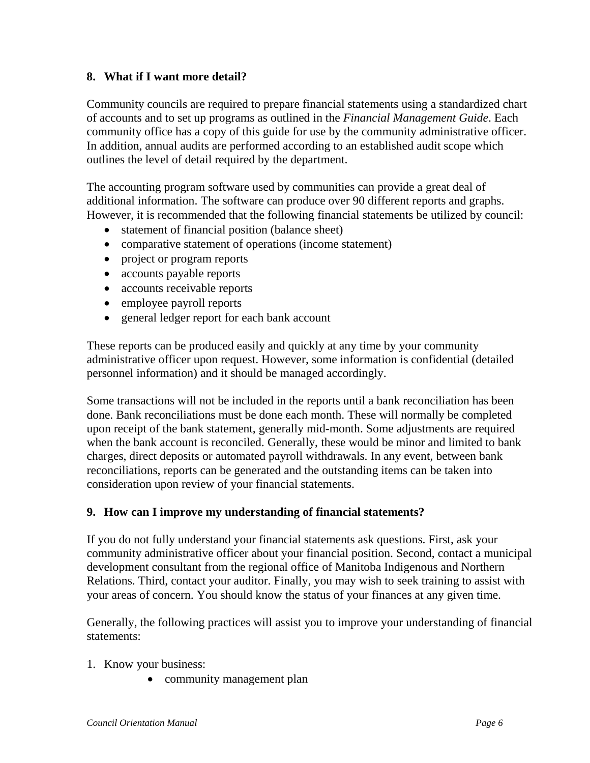## 8. What if I want more detail?

Community councils are required to prepare financial statements using a standardized chart of accounts and to set up programs as outlined in the *Financial Management Guide*. Each community office has a copy of this guide for use by the community administrative officer. In addition, annual audits are performed according to an established audit scope which outlines the level of detail required by the department.

The accounting program software used by communities can provide a great deal of additional information. The software can produce over 90 different reports and graphs. However, it is recommended that the following financial statements be utilized by council:

- statement of financial position (balance sheet)
- comparative statement of operations (income statement)
- project or program reports
- accounts payable reports
- accounts receivable reports
- employee payroll reports
- general ledger report for each bank account

These reports can be produced easily and quickly at any time by your community administrative officer upon request. However, some information is confidential (detailed personnel information) and it should be managed accordingly.

Some transactions will not be included in the reports until a bank reconciliation has been done. Bank reconciliations must be done each month. These will normally be completed upon receipt of the bank statement, generally mid-month. Some adjustments are required when the bank account is reconciled. Generally, these would be minor and limited to bank charges, direct deposits or automated payroll withdrawals. In any event, between bank reconciliations, reports can be generated and the outstanding items can be taken into consideration upon review of your financial statements.

## 9. How can I improve my understanding of financial statements?

If you do not fully understand your financial statements ask questions. First, ask your community administrative officer about your financial position. Second, contact a municipal development consultant from the regional office of Manitoba Indigenous and Northern Relations. Third, contact your auditor. Finally, you may wish to seek training to assist with your areas of concern. You should know the status of your finances at any given time.

Generally, the following practices will assist you to improve your understanding of financial statements:

1. Know your business:
    - community management plan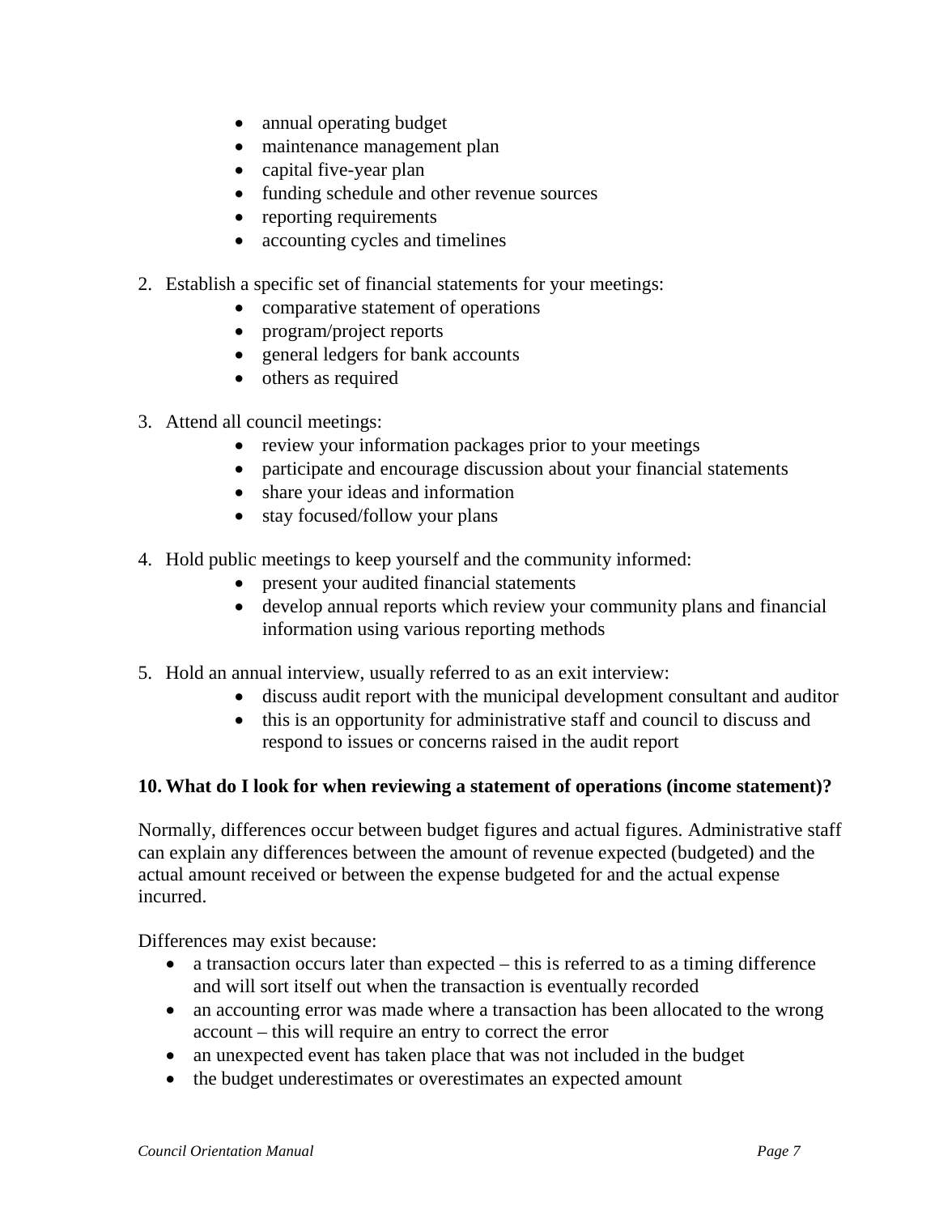- annual operating budget
- maintenance management plan
- capital five-year plan
- funding schedule and other revenue sources
- reporting requirements
- accounting cycles and timelines

2. Establish a specific set of financial statements for your meetings:
   - comparative statement of operations
   - program/project reports
   - general ledgers for bank accounts
   - others as required

3. Attend all council meetings:
   - review your information packages prior to your meetings
   - participate and encourage discussion about your financial statements
   - share your ideas and information
   - stay focused/follow your plans

4. Hold public meetings to keep yourself and the community informed:
   - present your audited financial statements
   - develop annual reports which review your community plans and financial information using various reporting methods

5. Hold an annual interview, usually referred to as an exit interview:
   - discuss audit report with the municipal development consultant and auditor
   - this is an opportunity for administrative staff and council to discuss and respond to issues or concerns raised in the audit report

### 10. What do I look for when reviewing a statement of operations (income statement)?

Normally, differences occur between budget figures and actual figures. Administrative staff can explain any differences between the amount of revenue expected (budgeted) and the actual amount received or between the expense budgeted for and the actual expense incurred.

Differences may exist because:

- a transaction occurs later than expected – this is referred to as a timing difference and will sort itself out when the transaction is eventually recorded
- an accounting error was made where a transaction has been allocated to the wrong account – this will require an entry to correct the error
- an unexpected event has taken place that was not included in the budget
- the budget underestimates or overestimates an expected amount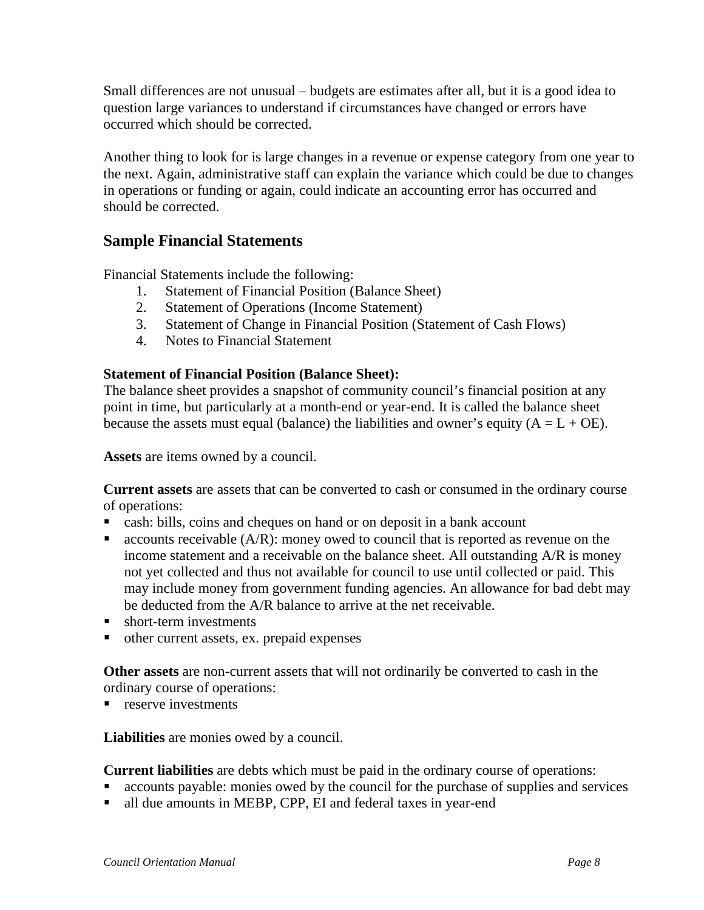Small differences are not unusual – budgets are estimates after all, but it is a good idea to question large variances to understand if circumstances have changed or errors have occurred which should be corrected.

Another thing to look for is large changes in a revenue or expense category from one year to the next. Again, administrative staff can explain the variance which could be due to changes in operations or funding or again, could indicate an accounting error has occurred and should be corrected.

## Sample Financial Statements

Financial Statements include the following:

1. Statement of Financial Position (Balance Sheet)
2. Statement of Operations (Income Statement)
3. Statement of Change in Financial Position (Statement of Cash Flows)
4. Notes to Financial Statement

**Statement of Financial Position (Balance Sheet):**
The balance sheet provides a snapshot of community council's financial position at any point in time, but particularly at a month-end or year-end. It is called the balance sheet because the assets must equal (balance) the liabilities and owner's equity (A = L + OE).

**Assets** are items owned by a council.

**Current assets** are assets that can be converted to cash or consumed in the ordinary course of operations:

- cash: bills, coins and cheques on hand or on deposit in a bank account
- accounts receivable (A/R): money owed to council that is reported as revenue on the income statement and a receivable on the balance sheet. All outstanding A/R is money not yet collected and thus not available for council to use until collected or paid. This may include money from government funding agencies. An allowance for bad debt may be deducted from the A/R balance to arrive at the net receivable.
- short-term investments
- other current assets, ex. prepaid expenses

**Other assets** are non-current assets that will not ordinarily be converted to cash in the ordinary course of operations:

- reserve investments

**Liabilities** are monies owed by a council.

**Current liabilities** are debts which must be paid in the ordinary course of operations:

- accounts payable: monies owed by the council for the purchase of supplies and services
- all due amounts in MEBP, CPP, EI and federal taxes in year-end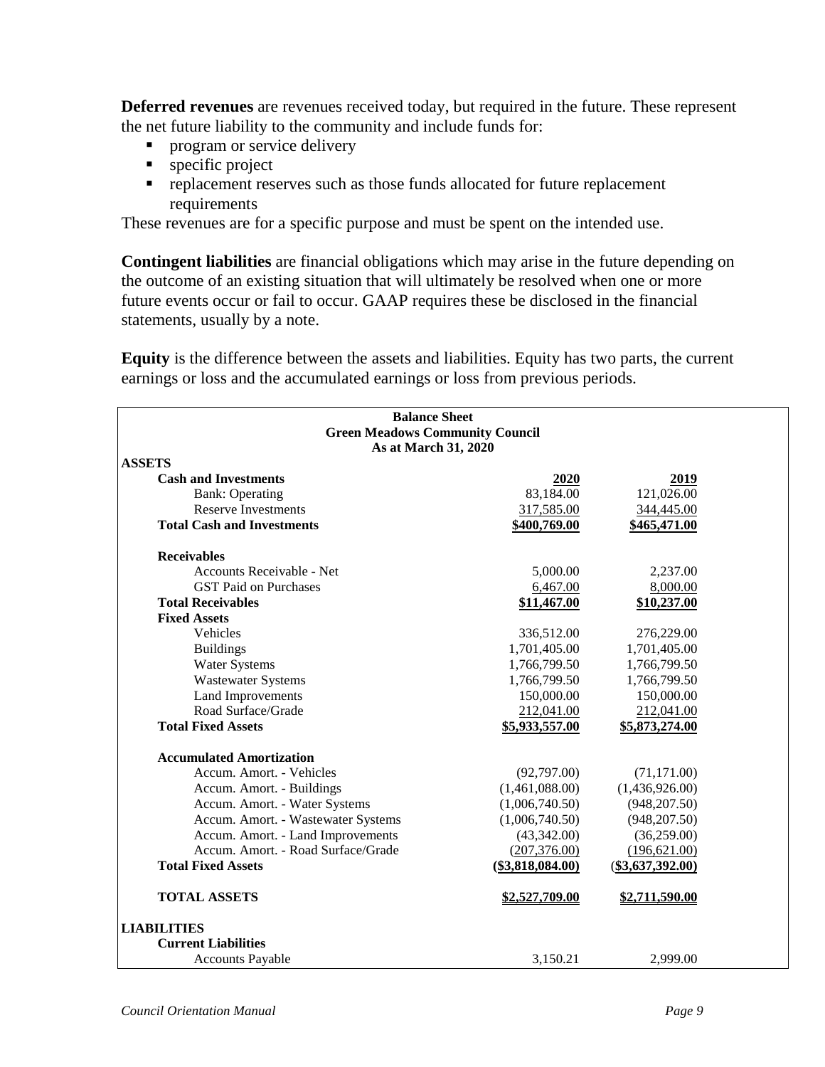**Deferred revenues** are revenues received today, but required in the future. These represent the net future liability to the community and include funds for:

- program or service delivery
- specific project
- replacement reserves such as those funds allocated for future replacement requirements

These revenues are for a specific purpose and must be spent on the intended use.

**Contingent liabilities** are financial obligations which may arise in the future depending on the outcome of an existing situation that will ultimately be resolved when one or more future events occur or fail to occur. GAAP requires these be disclosed in the financial statements, usually by a note.

**Equity** is the difference between the assets and liabilities. Equity has two parts, the current earnings or loss and the accumulated earnings or loss from previous periods.

**Balance Sheet**
**Green Meadows Community Council**
**As at March 31, 2020**

| | 2020 | 2019 |
|---|---|---|
| **ASSETS** | | |
| **Cash and Investments** | | |
| Bank: Operating | 83,184.00 | 121,026.00 |
| Reserve Investments | 317,585.00 | 344,445.00 |
| **Total Cash and Investments** | **$400,769.00** | **$465,471.00** |
| **Receivables** | | |
| Accounts Receivable - Net | 5,000.00 | 2,237.00 |
| GST Paid on Purchases | 6,467.00 | 8,000.00 |
| **Total Receivables** | **$11,467.00** | **$10,237.00** |
| **Fixed Assets** | | |
| Vehicles | 336,512.00 | 276,229.00 |
| Buildings | 1,701,405.00 | 1,701,405.00 |
| Water Systems | 1,766,799.50 | 1,766,799.50 |
| Wastewater Systems | 1,766,799.50 | 1,766,799.50 |
| Land Improvements | 150,000.00 | 150,000.00 |
| Road Surface/Grade | 212,041.00 | 212,041.00 |
| **Total Fixed Assets** | **$5,933,557.00** | **$5,873,274.00** |
| **Accumulated Amortization** | | |
| Accum. Amort. - Vehicles | (92,797.00) | (71,171.00) |
| Accum. Amort. - Buildings | (1,461,088.00) | (1,436,926.00) |
| Accum. Amort. - Water Systems | (1,006,740.50) | (948,207.50) |
| Accum. Amort. - Wastewater Systems | (1,006,740.50) | (948,207.50) |
| Accum. Amort. - Land Improvements | (43,342.00) | (36,259.00) |
| Accum. Amort. - Road Surface/Grade | (207,376.00) | (196,621.00) |
| **Total Fixed Assets** | **($3,818,084.00)** | **($3,637,392.00)** |
| **TOTAL ASSETS** | **$2,527,709.00** | **$2,711,590.00** |
| **LIABILITIES** | | |
| **Current Liabilities** | | |
| Accounts Payable | 3,150.21 | 2,999.00 |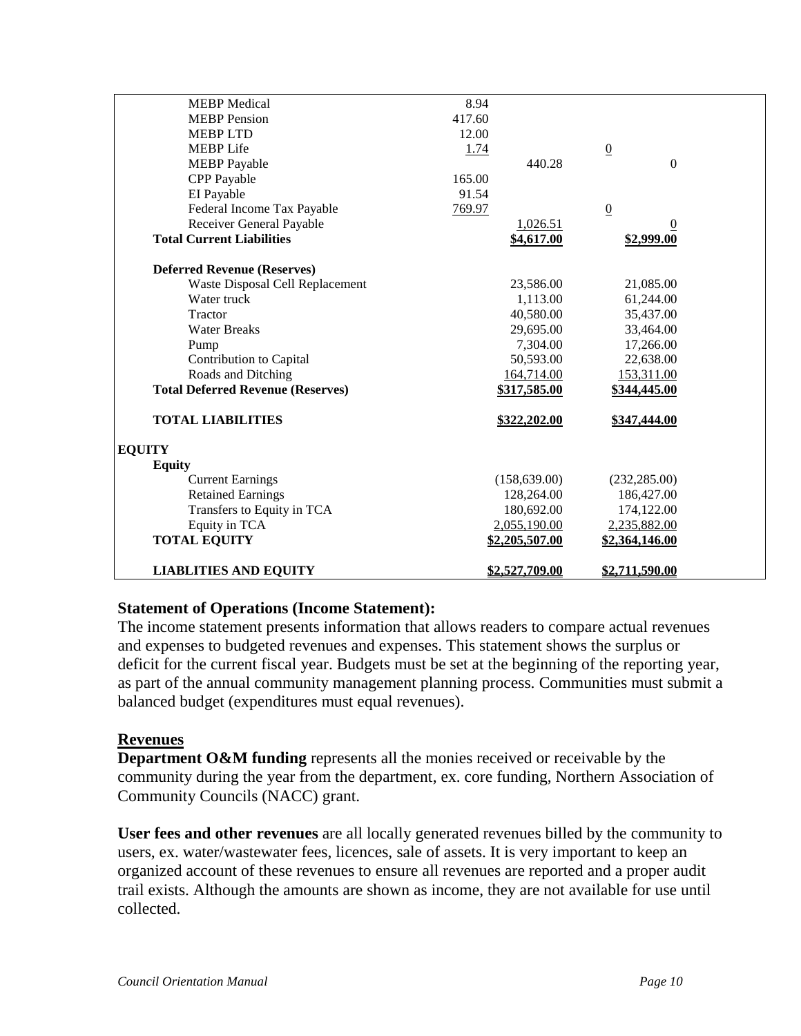| | | | |
|---|---|---|---|
| MEBP Medical | 8.94 | | |
| MEBP Pension | 417.60 | | |
| MEBP LTD | 12.00 | | |
| MEBP Life | 1.74 | | 0 |
| MEBP Payable | | 440.28 | 0 |
| CPP Payable | 165.00 | | |
| EI Payable | 91.54 | | |
| Federal Income Tax Payable | 769.97 | | 0 |
| Receiver General Payable | | 1,026.51 | 0 |
| **Total Current Liabilities** | | **$4,617.00** | **$2,999.00** |
| | | | |
| **Deferred Revenue (Reserves)** | | | |
| Waste Disposal Cell Replacement | | 23,586.00 | 21,085.00 |
| Water truck | | 1,113.00 | 61,244.00 |
| Tractor | | 40,580.00 | 35,437.00 |
| Water Breaks | | 29,695.00 | 33,464.00 |
| Pump | | 7,304.00 | 17,266.00 |
| Contribution to Capital | | 50,593.00 | 22,638.00 |
| Roads and Ditching | | 164,714.00 | 153,311.00 |
| **Total Deferred Revenue (Reserves)** | | **$317,585.00** | **$344,445.00** |
| | | | |
| **TOTAL LIABILITIES** | | **$322,202.00** | **$347,444.00** |
| | | | |
| **EQUITY** | | | |
| **Equity** | | | |
| Current Earnings | | (158,639.00) | (232,285.00) |
| Retained Earnings | | 128,264.00 | 186,427.00 |
| Transfers to Equity in TCA | | 180,692.00 | 174,122.00 |
| Equity in TCA | | 2,055,190.00 | 2,235,882.00 |
| **TOTAL EQUITY** | | **$2,205,507.00** | **$2,364,146.00** |
| | | | |
| **LIABLITIES AND EQUITY** | | **$2,527,709.00** | **$2,711,590.00** |

**Statement of Operations (Income Statement):**

The income statement presents information that allows readers to compare actual revenues and expenses to budgeted revenues and expenses. This statement shows the surplus or deficit for the current fiscal year. Budgets must be set at the beginning of the reporting year, as part of the annual community management planning process. Communities must submit a balanced budget (expenditures must equal revenues).

## Revenues

**Department O&M funding** represents all the monies received or receivable by the community during the year from the department, ex. core funding, Northern Association of Community Councils (NACC) grant.

**User fees and other revenues** are all locally generated revenues billed by the community to users, ex. water/wastewater fees, licences, sale of assets. It is very important to keep an organized account of these revenues to ensure all revenues are reported and a proper audit trail exists. Although the amounts are shown as income, they are not available for use until collected.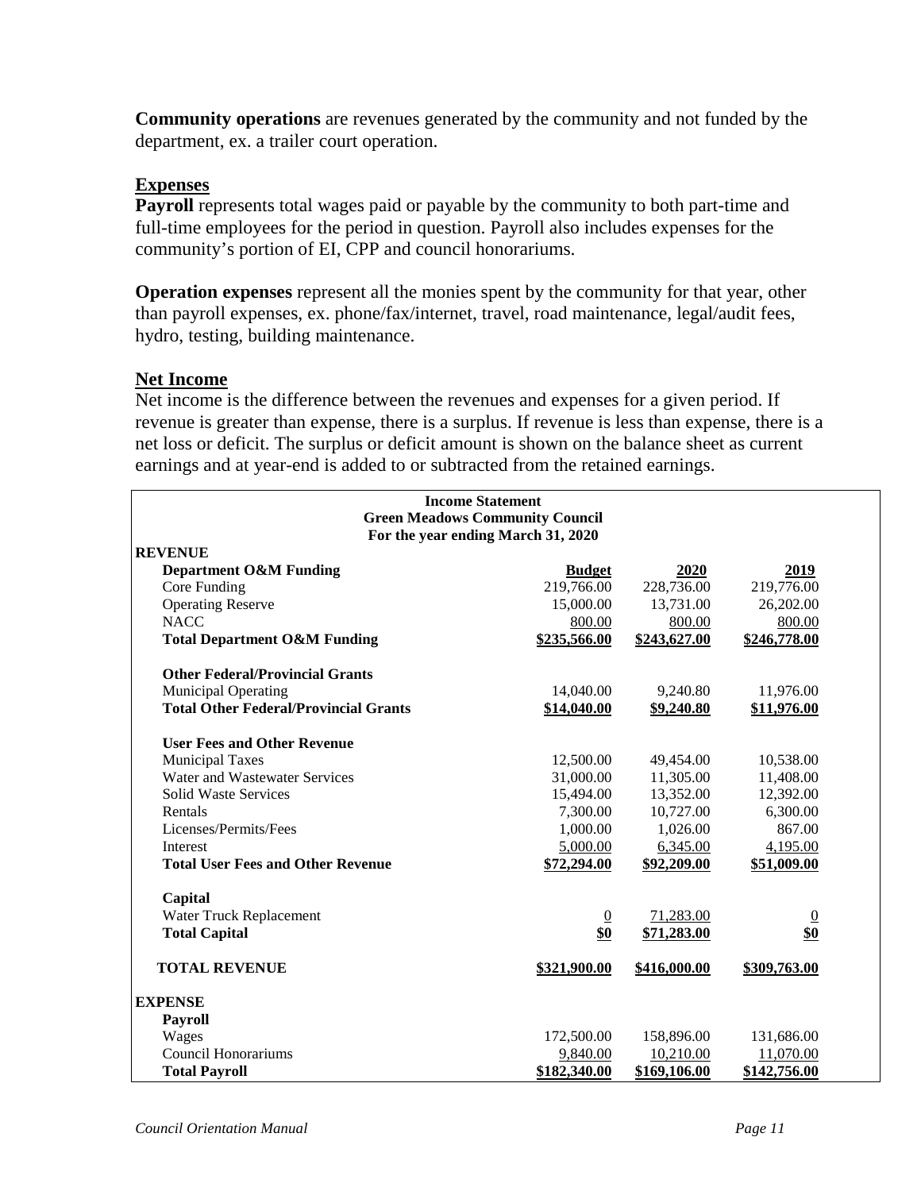**Community operations** are revenues generated by the community and not funded by the department, ex. a trailer court operation.

## Expenses

**Payroll** represents total wages paid or payable by the community to both part-time and full-time employees for the period in question. Payroll also includes expenses for the community's portion of EI, CPP and council honorariums.

**Operation expenses** represent all the monies spent by the community for that year, other than payroll expenses, ex. phone/fax/internet, travel, road maintenance, legal/audit fees, hydro, testing, building maintenance.

## Net Income

Net income is the difference between the revenues and expenses for a given period. If revenue is greater than expense, there is a surplus. If revenue is less than expense, there is a net loss or deficit. The surplus or deficit amount is shown on the balance sheet as current earnings and at year-end is added to or subtracted from the retained earnings.

**Income Statement**
**Green Meadows Community Council**
**For the year ending March 31, 2020**

| | | | |
|---|---|---|---|
| **REVENUE** | | | |
| **Department O&M Funding** | **Budget** | **2020** | **2019** |
| Core Funding | 219,766.00 | 228,736.00 | 219,776.00 |
| Operating Reserve | 15,000.00 | 13,731.00 | 26,202.00 |
| NACC | 800.00 | 800.00 | 800.00 |
| **Total Department O&M Funding** | **$235,566.00** | **$243,627.00** | **$246,778.00** |
| | | | |
| **Other Federal/Provincial Grants** | | | |
| Municipal Operating | 14,040.00 | 9,240.80 | 11,976.00 |
| **Total Other Federal/Provincial Grants** | **$14,040.00** | **$9,240.80** | **$11,976.00** |
| | | | |
| **User Fees and Other Revenue** | | | |
| Municipal Taxes | 12,500.00 | 49,454.00 | 10,538.00 |
| Water and Wastewater Services | 31,000.00 | 11,305.00 | 11,408.00 |
| Solid Waste Services | 15,494.00 | 13,352.00 | 12,392.00 |
| Rentals | 7,300.00 | 10,727.00 | 6,300.00 |
| Licenses/Permits/Fees | 1,000.00 | 1,026.00 | 867.00 |
| Interest | 5,000.00 | 6,345.00 | 4,195.00 |
| **Total User Fees and Other Revenue** | **$72,294.00** | **$92,209.00** | **$51,009.00** |
| | | | |
| **Capital** | | | |
| Water Truck Replacement | 0 | 71,283.00 | 0 |
| **Total Capital** | **$0** | **$71,283.00** | **$0** |
| | | | |
| **TOTAL REVENUE** | **$321,900.00** | **$416,000.00** | **$309,763.00** |
| | | | |
| **EXPENSE** | | | |
| **Payroll** | | | |
| Wages | 172,500.00 | 158,896.00 | 131,686.00 |
| Council Honorariums | 9,840.00 | 10,210.00 | 11,070.00 |
| **Total Payroll** | **$182,340.00** | **$169,106.00** | **$142,756.00** |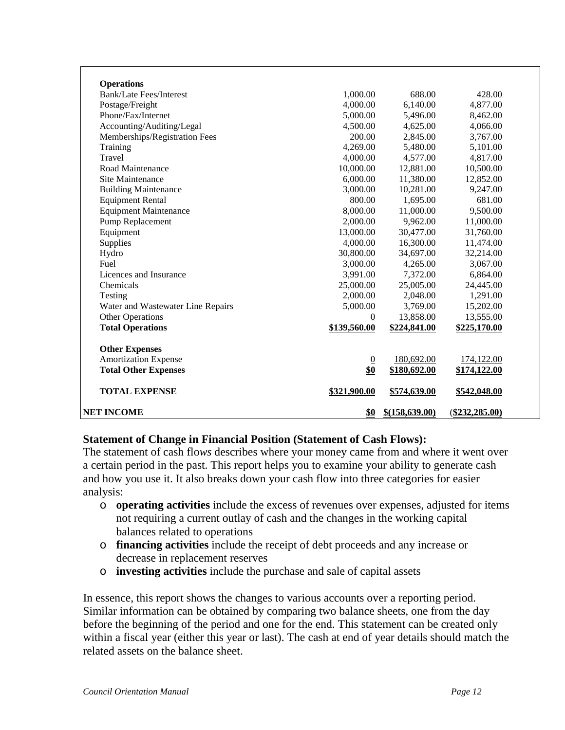| | | | |
|---|---|---|---|
| **Operations** | | | |
| Bank/Late Fees/Interest | 1,000.00 | 688.00 | 428.00 |
| Postage/Freight | 4,000.00 | 6,140.00 | 4,877.00 |
| Phone/Fax/Internet | 5,000.00 | 5,496.00 | 8,462.00 |
| Accounting/Auditing/Legal | 4,500.00 | 4,625.00 | 4,066.00 |
| Memberships/Registration Fees | 200.00 | 2,845.00 | 3,767.00 |
| Training | 4,269.00 | 5,480.00 | 5,101.00 |
| Travel | 4,000.00 | 4,577.00 | 4,817.00 |
| Road Maintenance | 10,000.00 | 12,881.00 | 10,500.00 |
| Site Maintenance | 6,000.00 | 11,380.00 | 12,852.00 |
| Building Maintenance | 3,000.00 | 10,281.00 | 9,247.00 |
| Equipment Rental | 800.00 | 1,695.00 | 681.00 |
| Equipment Maintenance | 8,000.00 | 11,000.00 | 9,500.00 |
| Pump Replacement | 2,000.00 | 9,962.00 | 11,000.00 |
| Equipment | 13,000.00 | 30,477.00 | 31,760.00 |
| Supplies | 4,000.00 | 16,300.00 | 11,474.00 |
| Hydro | 30,800.00 | 34,697.00 | 32,214.00 |
| Fuel | 3,000.00 | 4,265.00 | 3,067.00 |
| Licences and Insurance | 3,991.00 | 7,372.00 | 6,864.00 |
| Chemicals | 25,000.00 | 25,005.00 | 24,445.00 |
| Testing | 2,000.00 | 2,048.00 | 1,291.00 |
| Water and Wastewater Line Repairs | 5,000.00 | 3,769.00 | 15,202.00 |
| Other Operations | 0 | 13,858.00 | 13,555.00 |
| **Total Operations** | **\$139,560.00** | **\$224,841.00** | **\$225,170.00** |
| | | | |
| **Other Expenses** | | | |
| Amortization Expense | 0 | 180,692.00 | 174,122.00 |
| **Total Other Expenses** | **\$0** | **\$180,692.00** | **\$174,122.00** |
| | | | |
| **TOTAL EXPENSE** | **\$321,900.00** | **\$574,639.00** | **\$542,048.00** |
| | | | |
| **NET INCOME** | **\$0** | **\$(158,639.00)** | **(\$232,285.00)** |

**Statement of Change in Financial Position (Statement of Cash Flows):**

The statement of cash flo*ws* describes where your money came from and where it went over a certain period in the past. This report helps you to examine your ability to generate cash and how you use it. It also breaks down your cash flow into three categories for easier analysis:

- **operating activities** include the excess of revenues over expenses, adjusted for items not requiring a current outlay of cash and the changes in the working capital balances related to operations
- **financing activities** include the receipt of debt proceeds and any increase or decrease in replacement reserves
- **investing activities** include the purchase and sale of capital assets

In essence, this report shows the changes to various accounts over a reporting period. Similar information can be obtained by comparing two balance sheets, one from the day before the beginning of the period and one for the end. This statement can be created only within a fiscal year (either this year or last). The cash at end of year details should match the related assets on the balance sheet.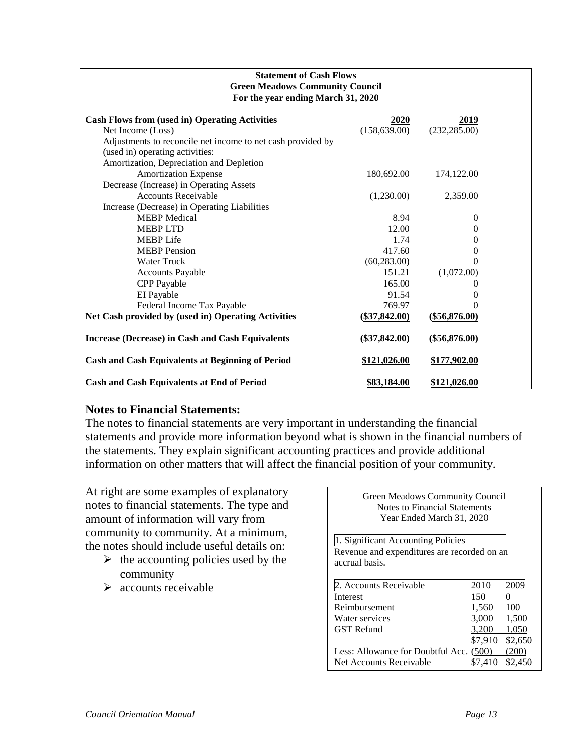**Statement of Cash Flows**
**Green Meadows Community Council**
**For the year ending March 31, 2020**

| **Cash Flows from (used in) Operating Activities** | **2020** | **2019** |
|---|---|---|
| Net Income (Loss) | (158,639.00) | (232,285.00) |
| Adjustments to reconcile net income to net cash provided by (used in) operating activities: | | |
| Amortization, Depreciation and Depletion | | |
| Amortization Expense | 180,692.00 | 174,122.00 |
| Decrease (Increase) in Operating Assets | | |
| Accounts Receivable | (1,230.00) | 2,359.00 |
| Increase (Decrease) in Operating Liabilities | | |
| MEBP Medical | 8.94 | 0 |
| MEBP LTD | 12.00 | 0 |
| MEBP Life | 1.74 | 0 |
| MEBP Pension | 417.60 | 0 |
| Water Truck | (60,283.00) | 0 |
| Accounts Payable | 151.21 | (1,072.00) |
| CPP Payable | 165.00 | 0 |
| EI Payable | 91.54 | 0 |
| Federal Income Tax Payable | 769.97 | 0 |
| **Net Cash provided by (used in) Operating Activities** | **($37,842.00)** | **($56,876.00)** |
| **Increase (Decrease) in Cash and Cash Equivalents** | **($37,842.00)** | **($56,876.00)** |
| **Cash and Cash Equivalents at Beginning of Period** | **$121,026.00** | **$177,902.00** |
| **Cash and Cash Equivalents at End of Period** | **$83,184.00** | **$121,026.00** |

## Notes to Financial Statements:

The notes to financial statements are very important in understanding the financial statements and provide more information beyond what is shown in the financial numbers of the statements. They explain significant accounting practices and provide additional information on other matters that will affect the financial position of your community.

At right are some examples of explanatory notes to financial statements. The type and amount of information will vary from community to community. At a minimum, the notes should include useful details on:

- the accounting policies used by the community
- accounts receivable

Green Meadows Community Council
Notes to Financial Statements
Year Ended March 31, 2020

1. Significant Accounting Policies

Revenue and expenditures are recorded on an accrual basis.

| 2. Accounts Receivable | 2010 | 2009 |
|---|---|---|
| Interest | 150 | 0 |
| Reimbursement | 1,560 | 100 |
| Water services | 3,000 | 1,500 |
| GST Refund | 3,200 | 1,050 |
| | $7,910 | $2,650 |
| Less: Allowance for Doubtful Acc. | (500) | (200) |
| Net Accounts Receivable | $7,410 | $2,450 |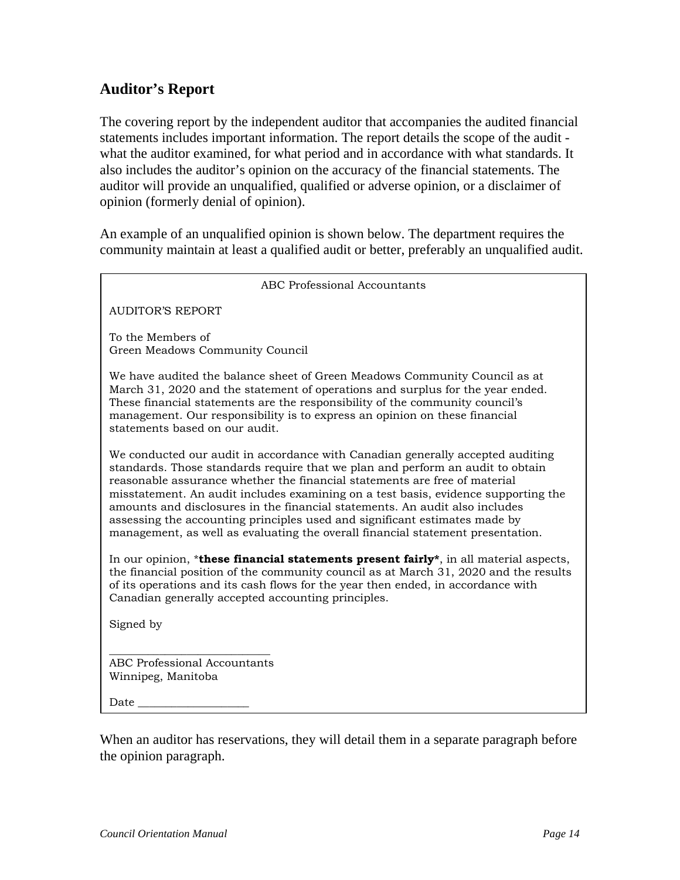## Auditor's Report

The covering report by the independent auditor that accompanies the audited financial statements includes important information. The report details the scope of the audit - what the auditor examined, for what period and in accordance with what standards. It also includes the auditor's opinion on the accuracy of the financial statements. The auditor will provide an unqualified, qualified or adverse opinion, or a disclaimer of opinion (formerly denial of opinion).

An example of an unqualified opinion is shown below. The department requires the community maintain at least a qualified audit or better, preferably an unqualified audit.

> ABC Professional Accountants
>
> AUDITOR'S REPORT
>
> To the Members of
> Green Meadows Community Council
>
> We have audited the balance sheet of Green Meadows Community Council as at March 31, 2020 and the statement of operations and surplus for the year ended. These financial statements are the responsibility of the community council's management. Our responsibility is to express an opinion on these financial statements based on our audit.
>
> We conducted our audit in accordance with Canadian generally accepted auditing standards. Those standards require that we plan and perform an audit to obtain reasonable assurance whether the financial statements are free of material misstatement. An audit includes examining on a test basis, evidence supporting the amounts and disclosures in the financial statements. An audit also includes assessing the accounting principles used and significant estimates made by management, as well as evaluating the overall financial statement presentation.
>
> In our opinion, ***these financial statements present fairly***, in all material aspects, the financial position of the community council as at March 31, 2020 and the results of its operations and its cash flows for the year then ended, in accordance with Canadian generally accepted accounting principles.
>
> Signed by
>
> ____________________________
> ABC Professional Accountants
> Winnipeg, Manitoba
>
> Date ___________________

When an auditor has reservations, they will detail them in a separate paragraph before the opinion paragraph.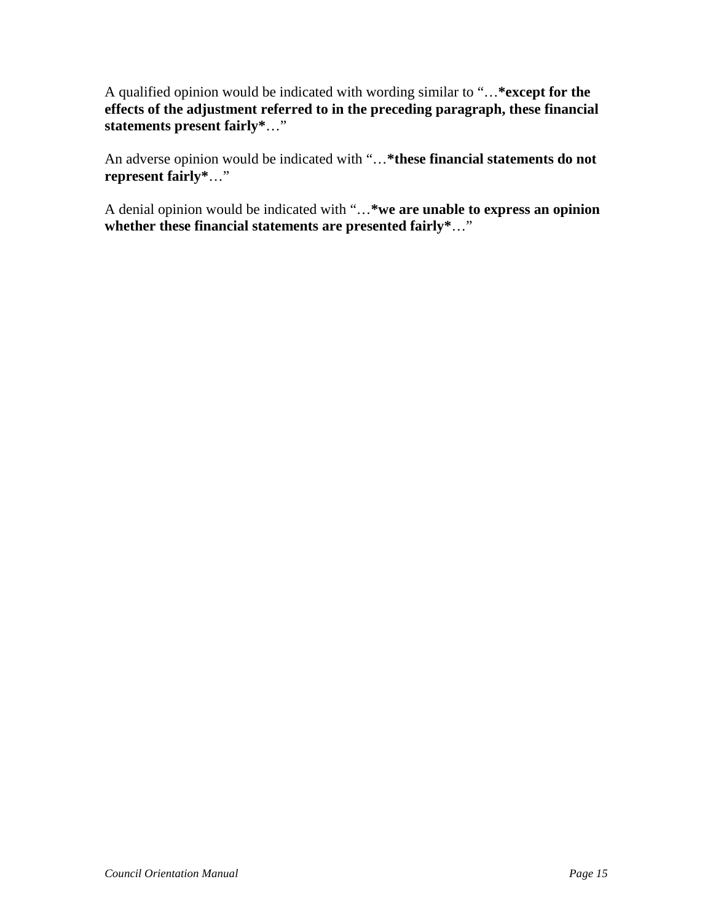A qualified opinion would be indicated with wording similar to "…***except for the effects of the adjustment referred to in the preceding paragraph, these financial statements present fairly***…"

An adverse opinion would be indicated with "…***these financial statements do not represent fairly***…"

A denial opinion would be indicated with "…***we are unable to express an opinion whether these financial statements are presented fairly***…"